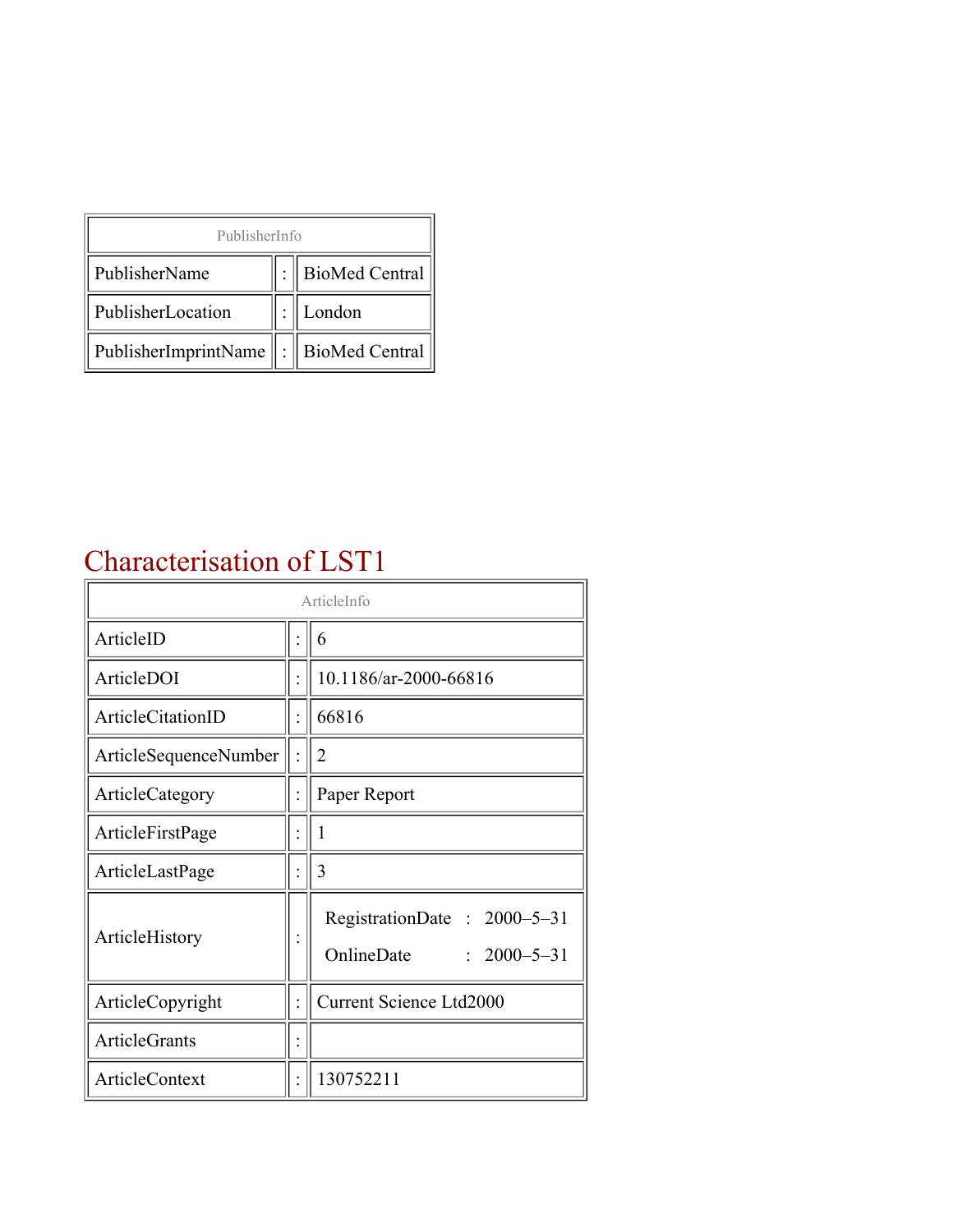| PublisherInfo | | |
|---|---|---|
| PublisherName | : | BioMed Central |
| PublisherLocation | : | London |
| PublisherImprintName | : | BioMed Central |

# Characterisation of LST1

| ArticleInfo | | |
|---|---|---|
| ArticleID | : | 6 |
| ArticleDOI | : | 10.1186/ar-2000-66816 |
| ArticleCitationID | : | 66816 |
| ArticleSequenceNumber | : | 2 |
| ArticleCategory | : | Paper Report |
| ArticleFirstPage | : | 1 |
| ArticleLastPage | : | 3 |
| ArticleHistory | : | RegistrationDate : 2000–5–31<br>OnlineDate : 2000–5–31 |
| ArticleCopyright | : | Current Science Ltd2000 |
| ArticleGrants | : | |
| ArticleContext | : | 130752211 |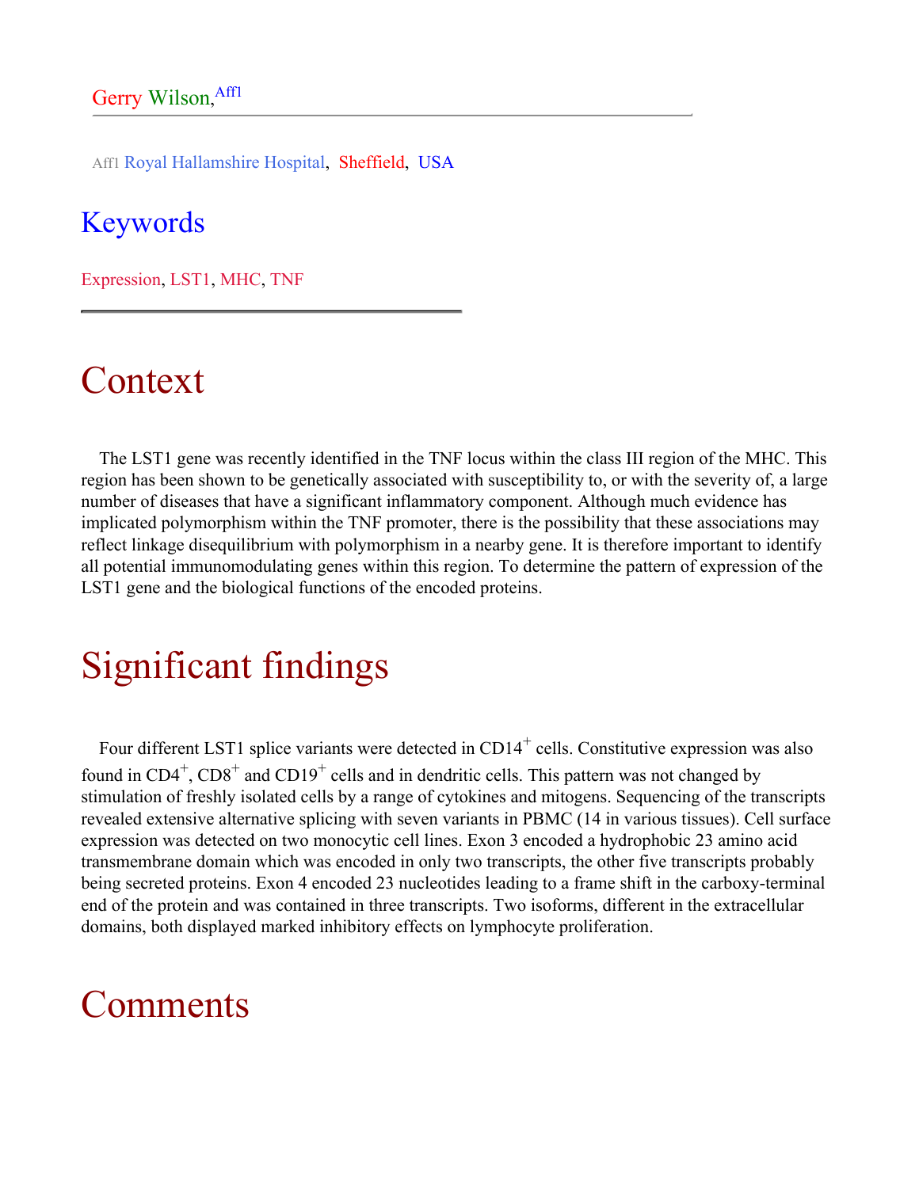Gerry Wilson,[Aff1]

[Aff1] Royal Hallamshire Hospital, Sheffield, USA

## Keywords

Expression, LST1, MHC, TNF

# Context

The LST1 gene was recently identified in the TNF locus within the class III region of the MHC. This region has been shown to be genetically associated with susceptibility to, or with the severity of, a large number of diseases that have a significant inflammatory component. Although much evidence has implicated polymorphism within the TNF promoter, there is the possibility that these associations may reflect linkage disequilibrium with polymorphism in a nearby gene. It is therefore important to identify all potential immunomodulating genes within this region. To determine the pattern of expression of the LST1 gene and the biological functions of the encoded proteins.

# Significant findings

Four different LST1 splice variants were detected in CD14$^+$ cells. Constitutive expression was also found in CD4$^+$, CD8$^+$ and CD19$^+$ cells and in dendritic cells. This pattern was not changed by stimulation of freshly isolated cells by a range of cytokines and mitogens. Sequencing of the transcripts revealed extensive alternative splicing with seven variants in PBMC (14 in various tissues). Cell surface expression was detected on two monocytic cell lines. Exon 3 encoded a hydrophobic 23 amino acid transmembrane domain which was encoded in only two transcripts, the other five transcripts probably being secreted proteins. Exon 4 encoded 23 nucleotides leading to a frame shift in the carboxy-terminal end of the protein and was contained in three transcripts. Two isoforms, different in the extracellular domains, both displayed marked inhibitory effects on lymphocyte proliferation.

# Comments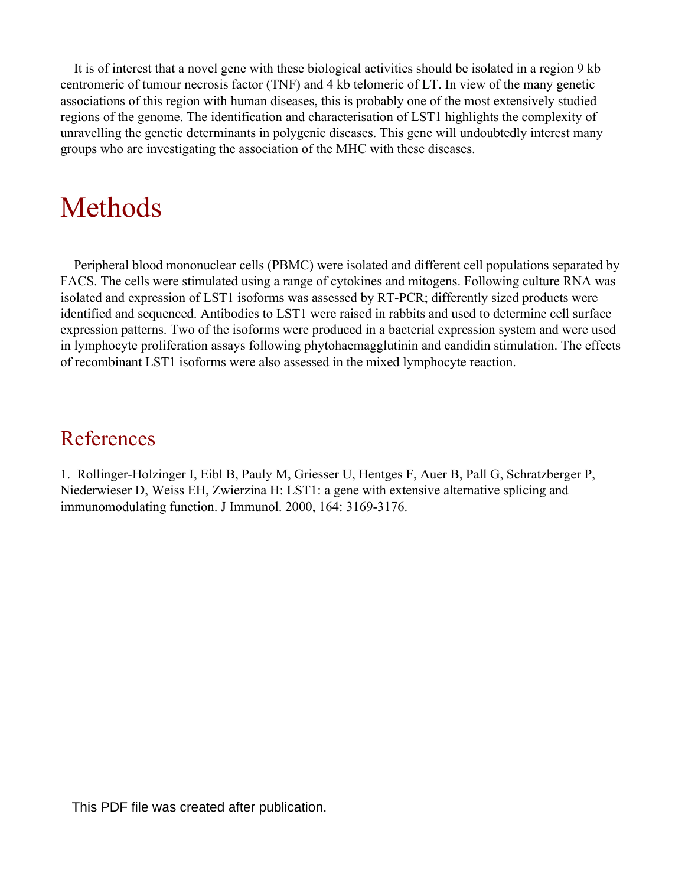It is of interest that a novel gene with these biological activities should be isolated in a region 9 kb centromeric of tumour necrosis factor (TNF) and 4 kb telomeric of LT. In view of the many genetic associations of this region with human diseases, this is probably one of the most extensively studied regions of the genome. The identification and characterisation of LST1 highlights the complexity of unravelling the genetic determinants in polygenic diseases. This gene will undoubtedly interest many groups who are investigating the association of the MHC with these diseases.

# Methods

Peripheral blood mononuclear cells (PBMC) were isolated and different cell populations separated by FACS. The cells were stimulated using a range of cytokines and mitogens. Following culture RNA was isolated and expression of LST1 isoforms was assessed by RT-PCR; differently sized products were identified and sequenced. Antibodies to LST1 were raised in rabbits and used to determine cell surface expression patterns. Two of the isoforms were produced in a bacterial expression system and were used in lymphocyte proliferation assays following phytohaemagglutinin and candidin stimulation. The effects of recombinant LST1 isoforms were also assessed in the mixed lymphocyte reaction.

## References

1. Rollinger-Holzinger I, Eibl B, Pauly M, Griesser U, Hentges F, Auer B, Pall G, Schratzberger P, Niederwieser D, Weiss EH, Zwierzina H: LST1: a gene with extensive alternative splicing and immunomodulating function. J Immunol. 2000, 164: 3169-3176.

This PDF file was created after publication.